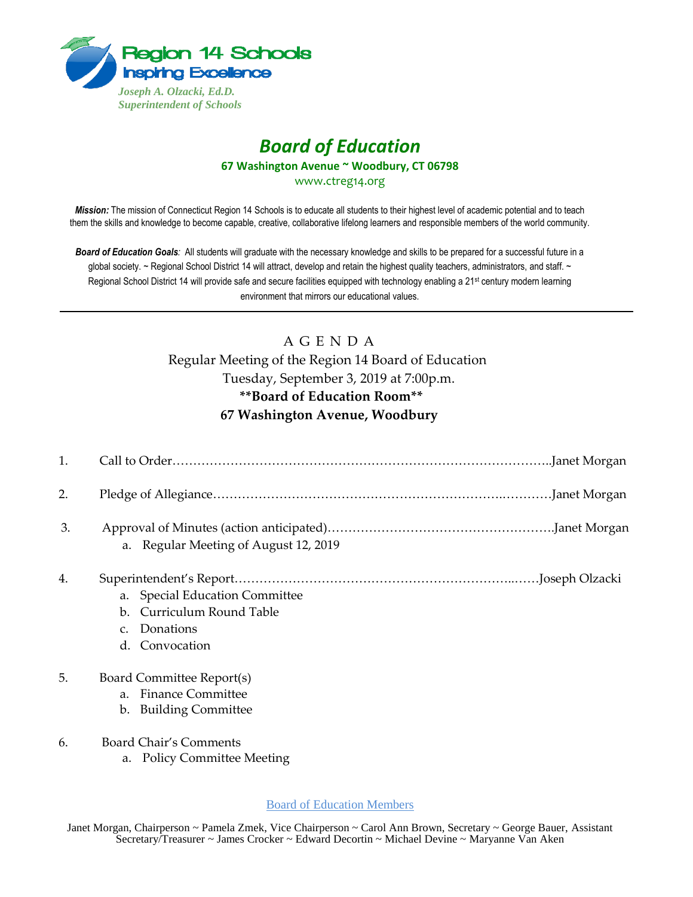Region 14 Schools
Inspiring Excellence

*Joseph A. Olzacki, Ed.D.*
*Superintendent of Schools*

# *Board of Education*

**67 Washington Avenue ~ Woodbury, CT 06798**

www.ctreg14.org

***Mission:*** The mission of Connecticut Region 14 Schools is to educate all students to their highest level of academic potential and to teach them the skills and knowledge to become capable, creative, collaborative lifelong learners and responsible members of the world community.

***Board of Education Goals**:* All students will graduate with the necessary knowledge and skills to be prepared for a successful future in a global society. ~ Regional School District 14 will attract, develop and retain the highest quality teachers, administrators, and staff. ~ Regional School District 14 will provide safe and secure facilities equipped with technology enabling a 21st century modern learning environment that mirrors our educational values.

---

## A G E N D A

Regular Meeting of the Region 14 Board of Education
Tuesday, September 3, 2019 at 7:00p.m.
**\*\*Board of Education Room\*\***
**67 Washington Avenue, Woodbury**

1. Call to Order……………………………………………………………………………..Janet Morgan
2. Pledge of Allegiance…………………………………………………………..…………Janet Morgan
3. Approval of Minutes (action anticipated)……………………………………………….Janet Morgan
   a. Regular Meeting of August 12, 2019
4. Superintendent's Report………………………………………………………..……Joseph Olzacki
   a. Special Education Committee
   b. Curriculum Round Table
   c. Donations
   d. Convocation
5. Board Committee Report(s)
   a. Finance Committee
   b. Building Committee
6. Board Chair's Comments
   a. Policy Committee Meeting

Board of Education Members

Janet Morgan, Chairperson ~ Pamela Zmek, Vice Chairperson ~ Carol Ann Brown, Secretary ~ George Bauer, Assistant Secretary/Treasurer ~ James Crocker ~ Edward Decortin ~ Michael Devine ~ Maryanne Van Aken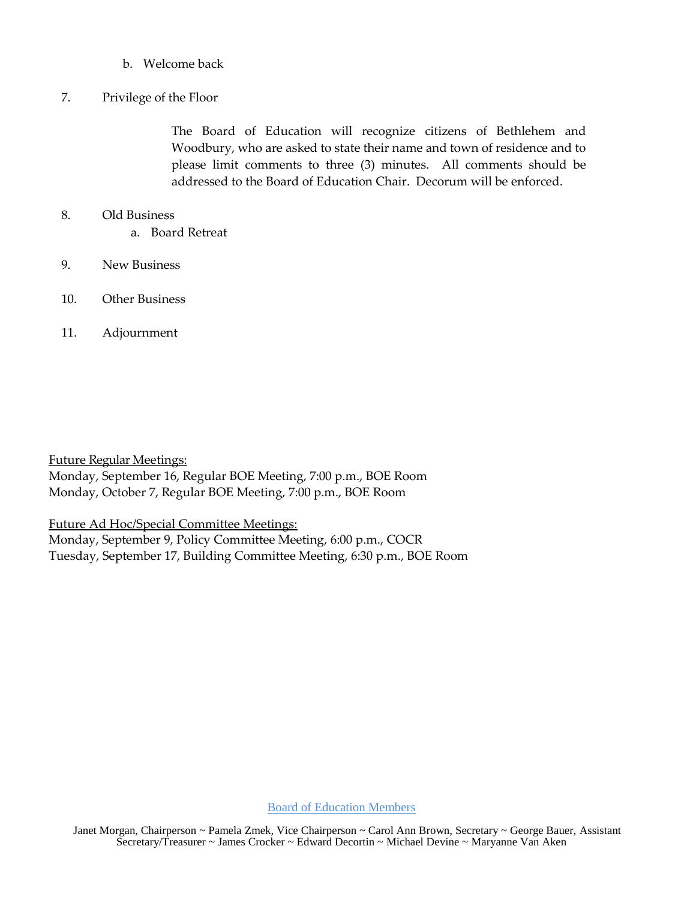b. Welcome back

7. Privilege of the Floor

   The Board of Education will recognize citizens of Bethlehem and Woodbury, who are asked to state their name and town of residence and to please limit comments to three (3) minutes. All comments should be addressed to the Board of Education Chair. Decorum will be enforced.

8. Old Business
   a. Board Retreat

9. New Business

10. Other Business

11. Adjournment

<u>Future Regular Meetings:</u>
Monday, September 16, Regular BOE Meeting, 7:00 p.m., BOE Room
Monday, October 7, Regular BOE Meeting, 7:00 p.m., BOE Room

<u>Future Ad Hoc/Special Committee Meetings:</u>
Monday, September 9, Policy Committee Meeting, 6:00 p.m., COCR
Tuesday, September 17, Building Committee Meeting, 6:30 p.m., BOE Room

Board of Education Members

Janet Morgan, Chairperson ~ Pamela Zmek, Vice Chairperson ~ Carol Ann Brown, Secretary ~ George Bauer, Assistant Secretary/Treasurer ~ James Crocker ~ Edward Decortin ~ Michael Devine ~ Maryanne Van Aken